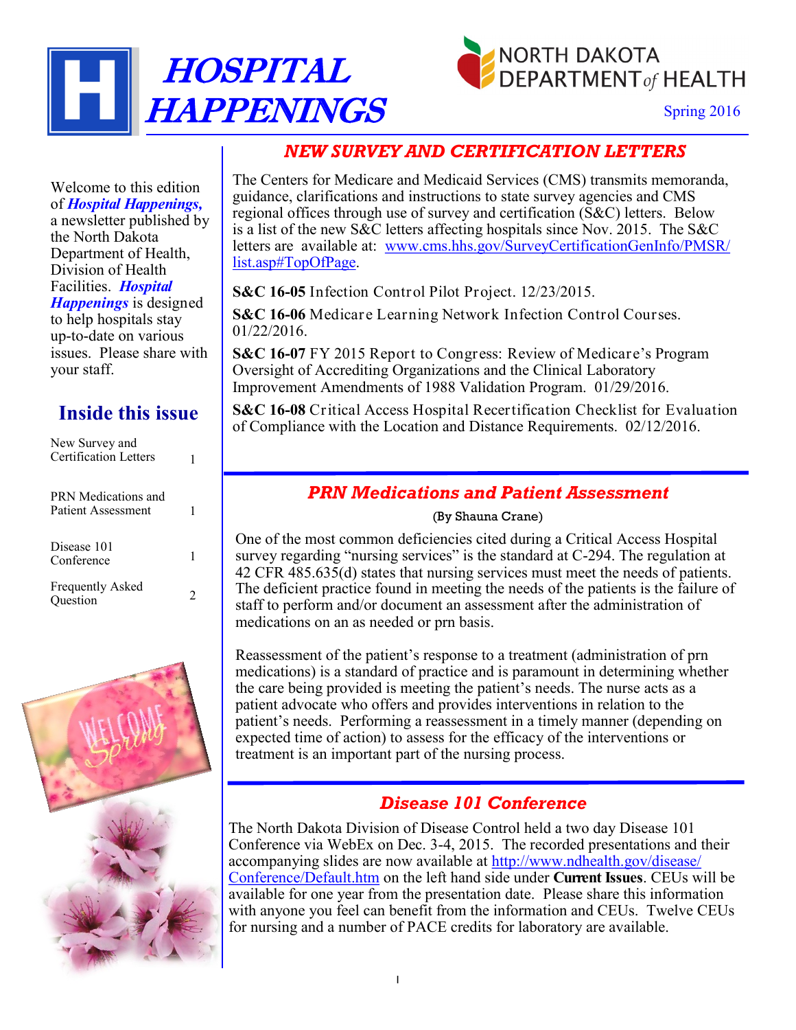# HOSPITAL HAPPENINGS

NORTH DAKOTA DEPARTMENT of HEALTH

Spring 2016

Welcome to this edition of ***Hospital Happenings,*** a newsletter published by the North Dakota Department of Health, Division of Health Facilities. ***Hospital Happenings*** is designed to help hospitals stay up-to-date on various issues. Please share with your staff.

## Inside this issue

| | |
|---|---|
| New Survey and Certification Letters | 1 |
| PRN Medications and Patient Assessment | 1 |
| Disease 101 Conference | 1 |
| Frequently Asked Question | 2 |

## *NEW SURVEY AND CERTIFICATION LETTERS*

The Centers for Medicare and Medicaid Services (CMS) transmits memoranda, guidance, clarifications and instructions to state survey agencies and CMS regional offices through use of survey and certification (S&C) letters. Below is a list of the new S&C letters affecting hospitals since Nov. 2015. The S&C letters are available at: www.cms.hhs.gov/SurveyCertificationGenInfo/PMSR/list.asp#TopOfPage.

**S&C 16-05** Infection Control Pilot Project. 12/23/2015.

**S&C 16-06** Medicare Learning Network Infection Control Courses. 01/22/2016.

**S&C 16-07** FY 2015 Report to Congress: Review of Medicare's Program Oversight of Accrediting Organizations and the Clinical Laboratory Improvement Amendments of 1988 Validation Program. 01/29/2016.

**S&C 16-08** Critical Access Hospital Recertification Checklist for Evaluation of Compliance with the Location and Distance Requirements. 02/12/2016.

## *PRN Medications and Patient Assessment*

(By Shauna Crane)

One of the most common deficiencies cited during a Critical Access Hospital survey regarding "nursing services" is the standard at C-294. The regulation at 42 CFR 485.635(d) states that nursing services must meet the needs of patients. The deficient practice found in meeting the needs of the patients is the failure of staff to perform and/or document an assessment after the administration of medications on an as needed or prn basis.

Reassessment of the patient's response to a treatment (administration of prn medications) is a standard of practice and is paramount in determining whether the care being provided is meeting the patient's needs. The nurse acts as a patient advocate who offers and provides interventions in relation to the patient's needs. Performing a reassessment in a timely manner (depending on expected time of action) to assess for the efficacy of the interventions or treatment is an important part of the nursing process.

## *Disease 101 Conference*

The North Dakota Division of Disease Control held a two day Disease 101 Conference via WebEx on Dec. 3-4, 2015. The recorded presentations and their accompanying slides are now available at http://www.ndhealth.gov/disease/Conference/Default.htm on the left hand side under **Current Issues**. CEUs will be available for one year from the presentation date. Please share this information with anyone you feel can benefit from the information and CEUs. Twelve CEUs for nursing and a number of PACE credits for laboratory are available.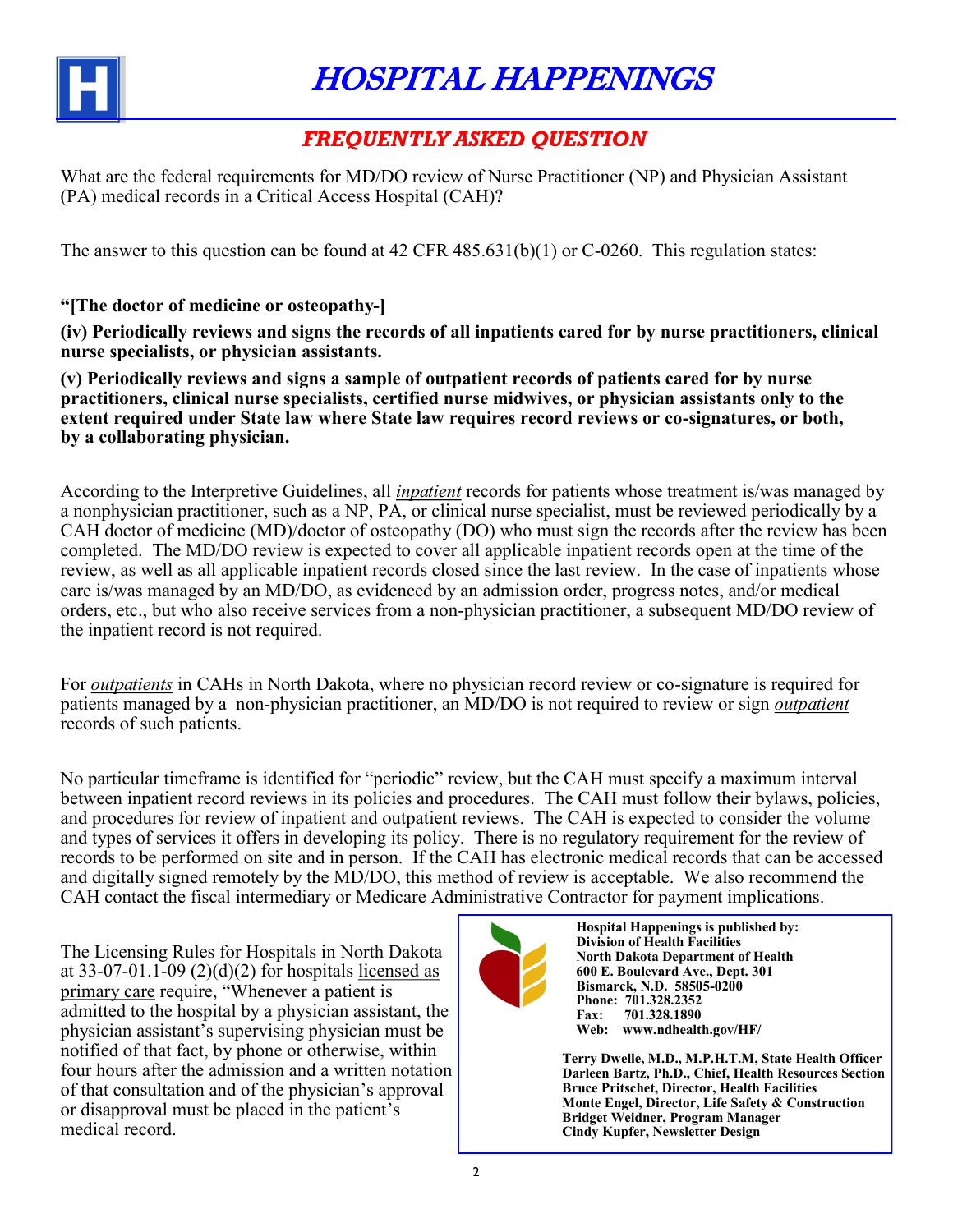# HOSPITAL HAPPENINGS

## *FREQUENTLY ASKED QUESTION*

What are the federal requirements for MD/DO review of Nurse Practitioner (NP) and Physician Assistant (PA) medical records in a Critical Access Hospital (CAH)?

The answer to this question can be found at 42 CFR 485.631(b)(1) or C-0260. This regulation states:

**"[The doctor of medicine or osteopathy-]**

**(iv) Periodically reviews and signs the records of all inpatients cared for by nurse practitioners, clinical nurse specialists, or physician assistants.**

**(v) Periodically reviews and signs a sample of outpatient records of patients cared for by nurse practitioners, clinical nurse specialists, certified nurse midwives, or physician assistants only to the extent required under State law where State law requires record reviews or co-signatures, or both, by a collaborating physician.**

According to the Interpretive Guidelines, all *inpatient* records for patients whose treatment is/was managed by a nonphysician practitioner, such as a NP, PA, or clinical nurse specialist, must be reviewed periodically by a CAH doctor of medicine (MD)/doctor of osteopathy (DO) who must sign the records after the review has been completed. The MD/DO review is expected to cover all applicable inpatient records open at the time of the review, as well as all applicable inpatient records closed since the last review. In the case of inpatients whose care is/was managed by an MD/DO, as evidenced by an admission order, progress notes, and/or medical orders, etc., but who also receive services from a non-physician practitioner, a subsequent MD/DO review of the inpatient record is not required.

For *outpatients* in CAHs in North Dakota, where no physician record review or co-signature is required for patients managed by a non-physician practitioner, an MD/DO is not required to review or sign *outpatient* records of such patients.

No particular timeframe is identified for "periodic" review, but the CAH must specify a maximum interval between inpatient record reviews in its policies and procedures. The CAH must follow their bylaws, policies, and procedures for review of inpatient and outpatient reviews. The CAH is expected to consider the volume and types of services it offers in developing its policy. There is no regulatory requirement for the review of records to be performed on site and in person. If the CAH has electronic medical records that can be accessed and digitally signed remotely by the MD/DO, this method of review is acceptable. We also recommend the CAH contact the fiscal intermediary or Medicare Administrative Contractor for payment implications.

The Licensing Rules for Hospitals in North Dakota at 33-07-01.1-09 (2)(d)(2) for hospitals licensed as primary care require, "Whenever a patient is admitted to the hospital by a physician assistant, the physician assistant's supervising physician must be notified of that fact, by phone or otherwise, within four hours after the admission and a written notation of that consultation and of the physician's approval or disapproval must be placed in the patient's medical record.

**Hospital Happenings is published by:**
**Division of Health Facilities**
**North Dakota Department of Health**
**600 E. Boulevard Ave., Dept. 301**
**Bismarck, N.D. 58505-0200**
**Phone: 701.328.2352**
**Fax: 701.328.1890**
**Web: www.ndhealth.gov/HF/**

**Terry Dwelle, M.D., M.P.H.T.M, State Health Officer**
**Darleen Bartz, Ph.D., Chief, Health Resources Section**
**Bruce Pritschet, Director, Health Facilities**
**Monte Engel, Director, Life Safety & Construction**
**Bridget Weidner, Program Manager**
**Cindy Kupfer, Newsletter Design**